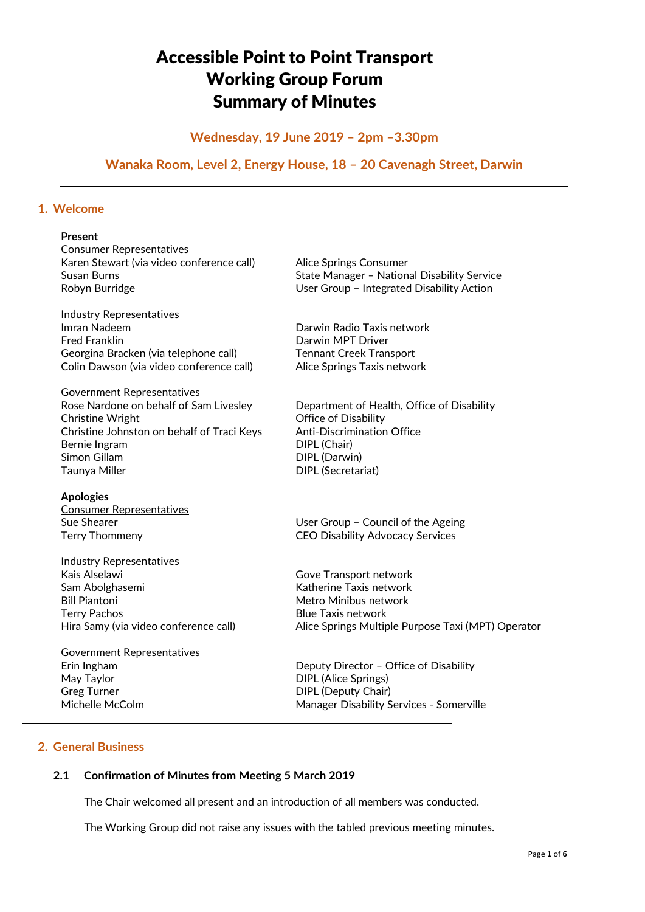# Accessible Point to Point Transport Working Group Forum Summary of Minutes

**Wednesday, 19 June 2019 – 2pm –3.30pm**

**Wanaka Room, Level 2, Energy House, 18 – 20 Cavenagh Street, Darwin**

---

## 1. Welcome

**Present**

Consumer Representatives

| | |
|---|---|
| Karen Stewart (via video conference call) | Alice Springs Consumer |
| Susan Burns | State Manager – National Disability Service |
| Robyn Burridge | User Group – Integrated Disability Action |

Industry Representatives

| | |
|---|---|
| Imran Nadeem | Darwin Radio Taxis network |
| Fred Franklin | Darwin MPT Driver |
| Georgina Bracken (via telephone call) | Tennant Creek Transport |
| Colin Dawson (via video conference call) | Alice Springs Taxis network |

Government Representatives

| | |
|---|---|
| Rose Nardone on behalf of Sam Livesley | Department of Health, Office of Disability |
| Christine Wright | Office of Disability |
| Christine Johnston on behalf of Traci Keys | Anti-Discrimination Office |
| Bernie Ingram | DIPL (Chair) |
| Simon Gillam | DIPL (Darwin) |
| Taunya Miller | DIPL (Secretariat) |

**Apologies**

Consumer Representatives

| | |
|---|---|
| Sue Shearer | User Group – Council of the Ageing |
| Terry Thommeny | CEO Disability Advocacy Services |

Industry Representatives

| | |
|---|---|
| Kais Alselawi | Gove Transport network |
| Sam Abolghasemi | Katherine Taxis network |
| Bill Piantoni | Metro Minibus network |
| Terry Pachos | Blue Taxis network |
| Hira Samy (via video conference call) | Alice Springs Multiple Purpose Taxi (MPT) Operator |

Government Representatives

| | |
|---|---|
| Erin Ingham | Deputy Director – Office of Disability |
| May Taylor | DIPL (Alice Springs) |
| Greg Turner | DIPL (Deputy Chair) |
| Michelle McColm | Manager Disability Services - Somerville |

---

## 2. General Business

### 2.1 Confirmation of Minutes from Meeting 5 March 2019

The Chair welcomed all present and an introduction of all members was conducted.

The Working Group did not raise any issues with the tabled previous meeting minutes.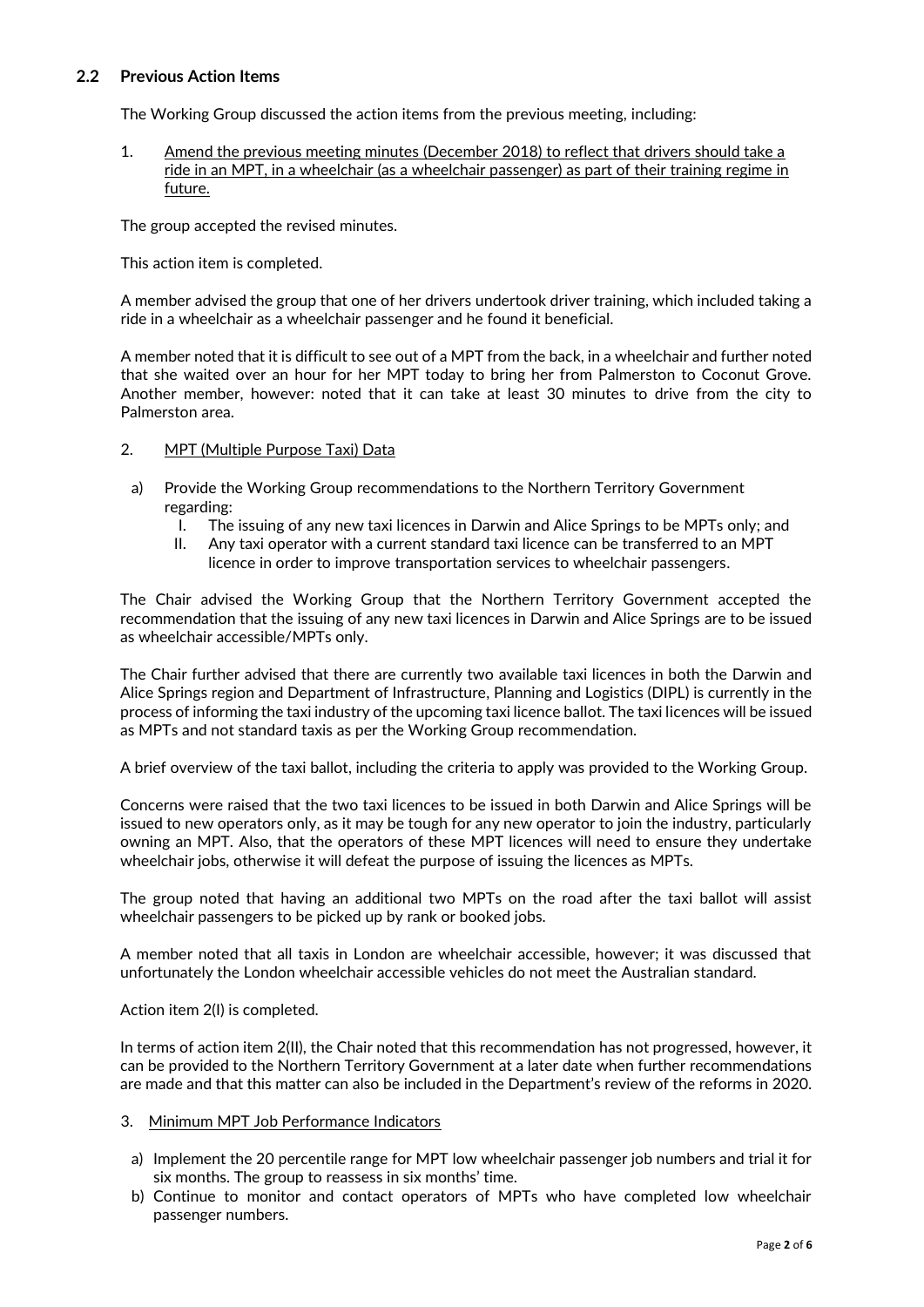## 2.2 Previous Action Items

The Working Group discussed the action items from the previous meeting, including:

1. Amend the previous meeting minutes (December 2018) to reflect that drivers should take a ride in an MPT, in a wheelchair (as a wheelchair passenger) as part of their training regime in future.

The group accepted the revised minutes.

This action item is completed.

A member advised the group that one of her drivers undertook driver training, which included taking a ride in a wheelchair as a wheelchair passenger and he found it beneficial.

A member noted that it is difficult to see out of a MPT from the back, in a wheelchair and further noted that she waited over an hour for her MPT today to bring her from Palmerston to Coconut Grove. Another member, however: noted that it can take at least 30 minutes to drive from the city to Palmerston area.

2. MPT (Multiple Purpose Taxi) Data

   a) Provide the Working Group recommendations to the Northern Territory Government regarding:
      I. The issuing of any new taxi licences in Darwin and Alice Springs to be MPTs only; and
      II. Any taxi operator with a current standard taxi licence can be transferred to an MPT licence in order to improve transportation services to wheelchair passengers.

The Chair advised the Working Group that the Northern Territory Government accepted the recommendation that the issuing of any new taxi licences in Darwin and Alice Springs are to be issued as wheelchair accessible/MPTs only.

The Chair further advised that there are currently two available taxi licences in both the Darwin and Alice Springs region and Department of Infrastructure, Planning and Logistics (DIPL) is currently in the process of informing the taxi industry of the upcoming taxi licence ballot. The taxi licences will be issued as MPTs and not standard taxis as per the Working Group recommendation.

A brief overview of the taxi ballot, including the criteria to apply was provided to the Working Group.

Concerns were raised that the two taxi licences to be issued in both Darwin and Alice Springs will be issued to new operators only, as it may be tough for any new operator to join the industry, particularly owning an MPT. Also, that the operators of these MPT licences will need to ensure they undertake wheelchair jobs, otherwise it will defeat the purpose of issuing the licences as MPTs.

The group noted that having an additional two MPTs on the road after the taxi ballot will assist wheelchair passengers to be picked up by rank or booked jobs.

A member noted that all taxis in London are wheelchair accessible, however; it was discussed that unfortunately the London wheelchair accessible vehicles do not meet the Australian standard.

Action item 2(I) is completed.

In terms of action item 2(II), the Chair noted that this recommendation has not progressed, however, it can be provided to the Northern Territory Government at a later date when further recommendations are made and that this matter can also be included in the Department's review of the reforms in 2020.

3. Minimum MPT Job Performance Indicators

   a) Implement the 20 percentile range for MPT low wheelchair passenger job numbers and trial it for six months. The group to reassess in six months' time.
   b) Continue to monitor and contact operators of MPTs who have completed low wheelchair passenger numbers.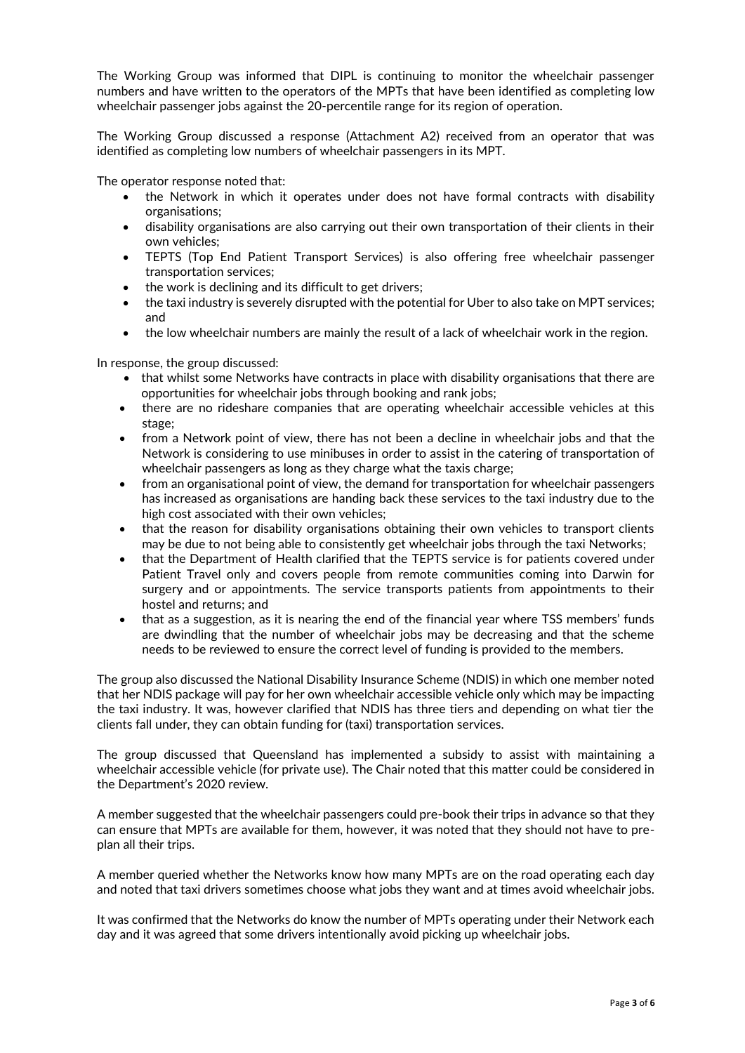The Working Group was informed that DIPL is continuing to monitor the wheelchair passenger numbers and have written to the operators of the MPTs that have been identified as completing low wheelchair passenger jobs against the 20-percentile range for its region of operation.

The Working Group discussed a response (Attachment A2) received from an operator that was identified as completing low numbers of wheelchair passengers in its MPT.

The operator response noted that:

- the Network in which it operates under does not have formal contracts with disability organisations;
- disability organisations are also carrying out their own transportation of their clients in their own vehicles;
- TEPTS (Top End Patient Transport Services) is also offering free wheelchair passenger transportation services;
- the work is declining and its difficult to get drivers;
- the taxi industry is severely disrupted with the potential for Uber to also take on MPT services; and
- the low wheelchair numbers are mainly the result of a lack of wheelchair work in the region.

In response, the group discussed:

- that whilst some Networks have contracts in place with disability organisations that there are opportunities for wheelchair jobs through booking and rank jobs;
- there are no rideshare companies that are operating wheelchair accessible vehicles at this stage;
- from a Network point of view, there has not been a decline in wheelchair jobs and that the Network is considering to use minibuses in order to assist in the catering of transportation of wheelchair passengers as long as they charge what the taxis charge;
- from an organisational point of view, the demand for transportation for wheelchair passengers has increased as organisations are handing back these services to the taxi industry due to the high cost associated with their own vehicles;
- that the reason for disability organisations obtaining their own vehicles to transport clients may be due to not being able to consistently get wheelchair jobs through the taxi Networks;
- that the Department of Health clarified that the TEPTS service is for patients covered under Patient Travel only and covers people from remote communities coming into Darwin for surgery and or appointments. The service transports patients from appointments to their hostel and returns; and
- that as a suggestion, as it is nearing the end of the financial year where TSS members' funds are dwindling that the number of wheelchair jobs may be decreasing and that the scheme needs to be reviewed to ensure the correct level of funding is provided to the members.

The group also discussed the National Disability Insurance Scheme (NDIS) in which one member noted that her NDIS package will pay for her own wheelchair accessible vehicle only which may be impacting the taxi industry. It was, however clarified that NDIS has three tiers and depending on what tier the clients fall under, they can obtain funding for (taxi) transportation services.

The group discussed that Queensland has implemented a subsidy to assist with maintaining a wheelchair accessible vehicle (for private use). The Chair noted that this matter could be considered in the Department's 2020 review.

A member suggested that the wheelchair passengers could pre-book their trips in advance so that they can ensure that MPTs are available for them, however, it was noted that they should not have to pre-plan all their trips.

A member queried whether the Networks know how many MPTs are on the road operating each day and noted that taxi drivers sometimes choose what jobs they want and at times avoid wheelchair jobs.

It was confirmed that the Networks do know the number of MPTs operating under their Network each day and it was agreed that some drivers intentionally avoid picking up wheelchair jobs.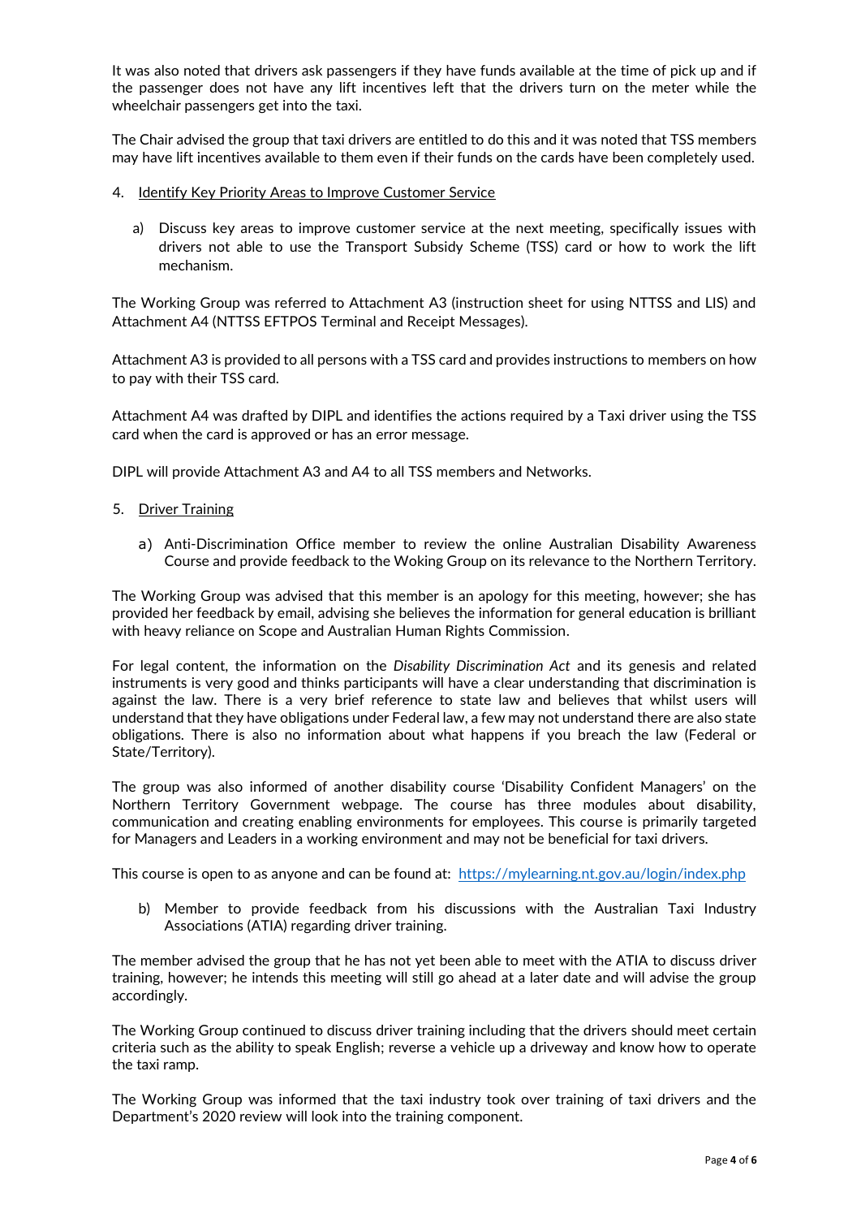It was also noted that drivers ask passengers if they have funds available at the time of pick up and if the passenger does not have any lift incentives left that the drivers turn on the meter while the wheelchair passengers get into the taxi.

The Chair advised the group that taxi drivers are entitled to do this and it was noted that TSS members may have lift incentives available to them even if their funds on the cards have been completely used.

4. Identify Key Priority Areas to Improve Customer Service

   a) Discuss key areas to improve customer service at the next meeting, specifically issues with drivers not able to use the Transport Subsidy Scheme (TSS) card or how to work the lift mechanism.

The Working Group was referred to Attachment A3 (instruction sheet for using NTTSS and LIS) and Attachment A4 (NTTSS EFTPOS Terminal and Receipt Messages).

Attachment A3 is provided to all persons with a TSS card and provides instructions to members on how to pay with their TSS card.

Attachment A4 was drafted by DIPL and identifies the actions required by a Taxi driver using the TSS card when the card is approved or has an error message.

DIPL will provide Attachment A3 and A4 to all TSS members and Networks.

5. Driver Training

   a) Anti-Discrimination Office member to review the online Australian Disability Awareness Course and provide feedback to the Woking Group on its relevance to the Northern Territory.

The Working Group was advised that this member is an apology for this meeting, however; she has provided her feedback by email, advising she believes the information for general education is brilliant with heavy reliance on Scope and Australian Human Rights Commission.

For legal content, the information on the *Disability Discrimination Act* and its genesis and related instruments is very good and thinks participants will have a clear understanding that discrimination is against the law. There is a very brief reference to state law and believes that whilst users will understand that they have obligations under Federal law, a few may not understand there are also state obligations. There is also no information about what happens if you breach the law (Federal or State/Territory).

The group was also informed of another disability course 'Disability Confident Managers' on the Northern Territory Government webpage. The course has three modules about disability, communication and creating enabling environments for employees. This course is primarily targeted for Managers and Leaders in a working environment and may not be beneficial for taxi drivers.

This course is open to as anyone and can be found at: https://mylearning.nt.gov.au/login/index.php

   b) Member to provide feedback from his discussions with the Australian Taxi Industry Associations (ATIA) regarding driver training.

The member advised the group that he has not yet been able to meet with the ATIA to discuss driver training, however; he intends this meeting will still go ahead at a later date and will advise the group accordingly.

The Working Group continued to discuss driver training including that the drivers should meet certain criteria such as the ability to speak English; reverse a vehicle up a driveway and know how to operate the taxi ramp.

The Working Group was informed that the taxi industry took over training of taxi drivers and the Department's 2020 review will look into the training component.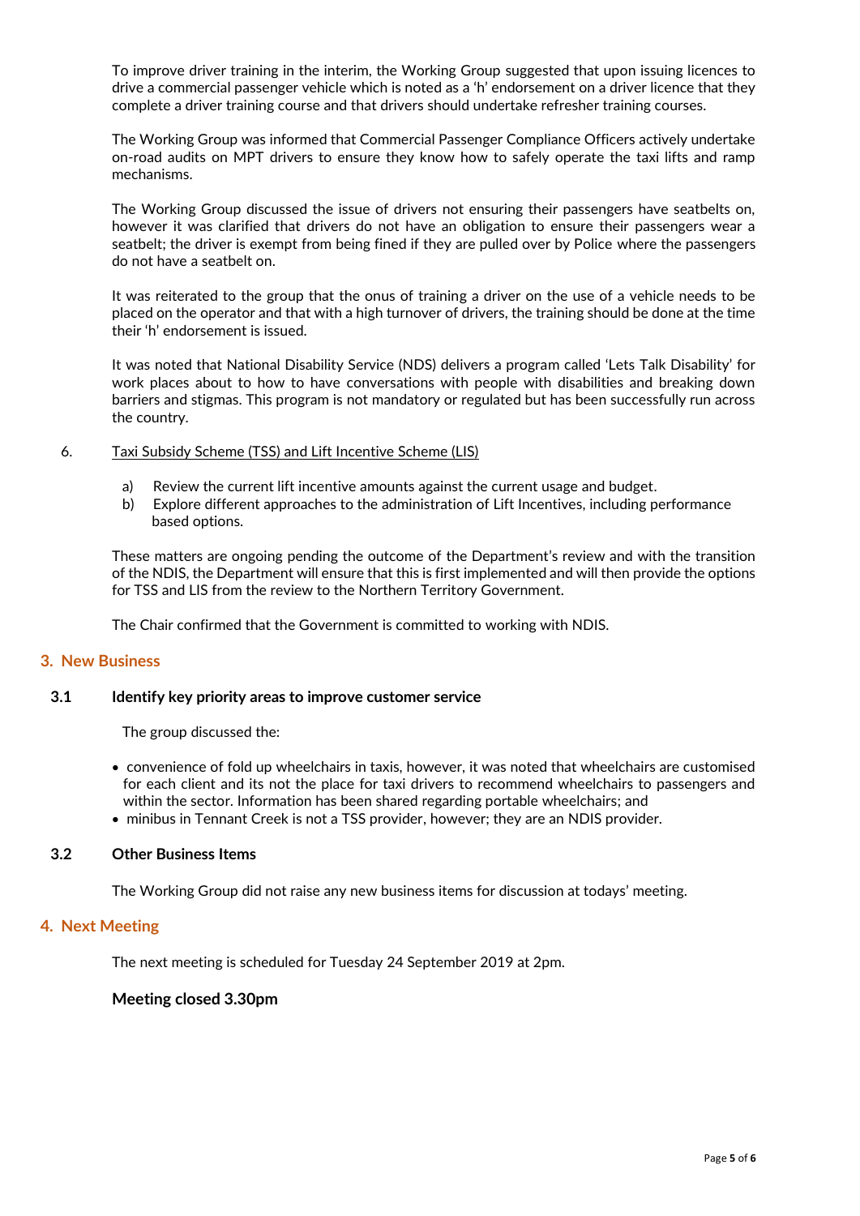To improve driver training in the interim, the Working Group suggested that upon issuing licences to drive a commercial passenger vehicle which is noted as a 'h' endorsement on a driver licence that they complete a driver training course and that drivers should undertake refresher training courses.

The Working Group was informed that Commercial Passenger Compliance Officers actively undertake on-road audits on MPT drivers to ensure they know how to safely operate the taxi lifts and ramp mechanisms.

The Working Group discussed the issue of drivers not ensuring their passengers have seatbelts on, however it was clarified that drivers do not have an obligation to ensure their passengers wear a seatbelt; the driver is exempt from being fined if they are pulled over by Police where the passengers do not have a seatbelt on.

It was reiterated to the group that the onus of training a driver on the use of a vehicle needs to be placed on the operator and that with a high turnover of drivers, the training should be done at the time their 'h' endorsement is issued.

It was noted that National Disability Service (NDS) delivers a program called 'Lets Talk Disability' for work places about to how to have conversations with people with disabilities and breaking down barriers and stigmas. This program is not mandatory or regulated but has been successfully run across the country.

6. Taxi Subsidy Scheme (TSS) and Lift Incentive Scheme (LIS)

   a) Review the current lift incentive amounts against the current usage and budget.
   b) Explore different approaches to the administration of Lift Incentives, including performance based options.

These matters are ongoing pending the outcome of the Department's review and with the transition of the NDIS, the Department will ensure that this is first implemented and will then provide the options for TSS and LIS from the review to the Northern Territory Government.

The Chair confirmed that the Government is committed to working with NDIS.

## 3. New Business

### 3.1 Identify key priority areas to improve customer service

The group discussed the:

- convenience of fold up wheelchairs in taxis, however, it was noted that wheelchairs are customised for each client and its not the place for taxi drivers to recommend wheelchairs to passengers and within the sector. Information has been shared regarding portable wheelchairs; and
- minibus in Tennant Creek is not a TSS provider, however; they are an NDIS provider.

### 3.2 Other Business Items

The Working Group did not raise any new business items for discussion at todays' meeting.

## 4. Next Meeting

The next meeting is scheduled for Tuesday 24 September 2019 at 2pm.

**Meeting closed 3.30pm**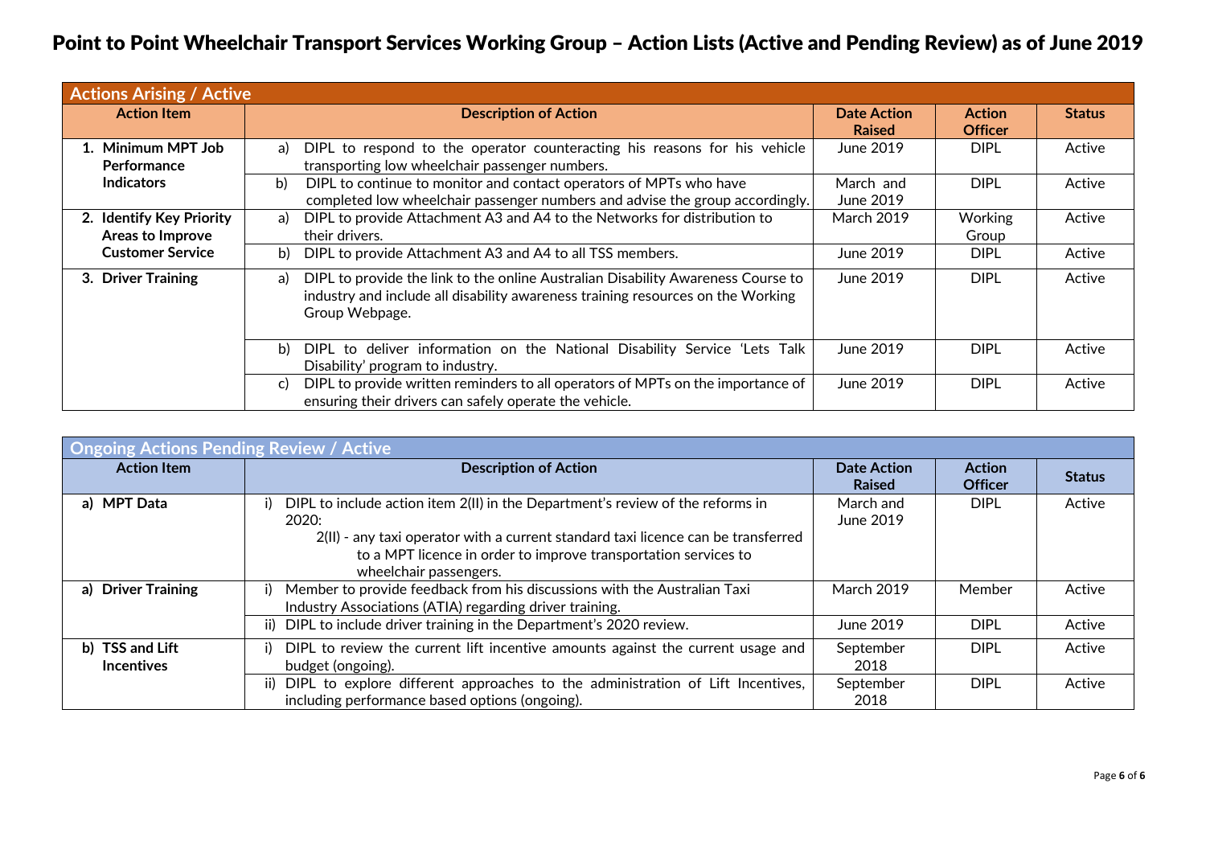# Point to Point Wheelchair Transport Services Working Group – Action Lists (Active and Pending Review) as of June 2019

| Actions Arising / Active | | | | |
|---|---|---|---|---|
| **Action Item** | **Description of Action** | **Date Action Raised** | **Action Officer** | **Status** |
| **1. Minimum MPT Job Performance Indicators** | a) DIPL to respond to the operator counteracting his reasons for his vehicle transporting low wheelchair passenger numbers. | June 2019 | DIPL | Active |
| | b) DIPL to continue to monitor and contact operators of MPTs who have completed low wheelchair passenger numbers and advise the group accordingly. | March and June 2019 | DIPL | Active |
| **2. Identify Key Priority Areas to Improve Customer Service** | a) DIPL to provide Attachment A3 and A4 to the Networks for distribution to their drivers. | March 2019 | Working Group | Active |
| | b) DIPL to provide Attachment A3 and A4 to all TSS members. | June 2019 | DIPL | Active |
| **3. Driver Training** | a) DIPL to provide the link to the online Australian Disability Awareness Course to industry and include all disability awareness training resources on the Working Group Webpage. | June 2019 | DIPL | Active |
| | b) DIPL to deliver information on the National Disability Service 'Lets Talk Disability' program to industry. | June 2019 | DIPL | Active |
| | c) DIPL to provide written reminders to all operators of MPTs on the importance of ensuring their drivers can safely operate the vehicle. | June 2019 | DIPL | Active |

| Ongoing Actions Pending Review / Active | | | | |
|---|---|---|---|---|
| **Action Item** | **Description of Action** | **Date Action Raised** | **Action Officer** | **Status** |
| **a) MPT Data** | i) DIPL to include action item 2(II) in the Department's review of the reforms in 2020: 2(II) - any taxi operator with a current standard taxi licence can be transferred to a MPT licence in order to improve transportation services to wheelchair passengers. | March and June 2019 | DIPL | Active |
| **a) Driver Training** | i) Member to provide feedback from his discussions with the Australian Taxi Industry Associations (ATIA) regarding driver training. | March 2019 | Member | Active |
| | ii) DIPL to include driver training in the Department's 2020 review. | June 2019 | DIPL | Active |
| **b) TSS and Lift Incentives** | i) DIPL to review the current lift incentive amounts against the current usage and budget (ongoing). | September 2018 | DIPL | Active |
| | ii) DIPL to explore different approaches to the administration of Lift Incentives, including performance based options (ongoing). | September 2018 | DIPL | Active |